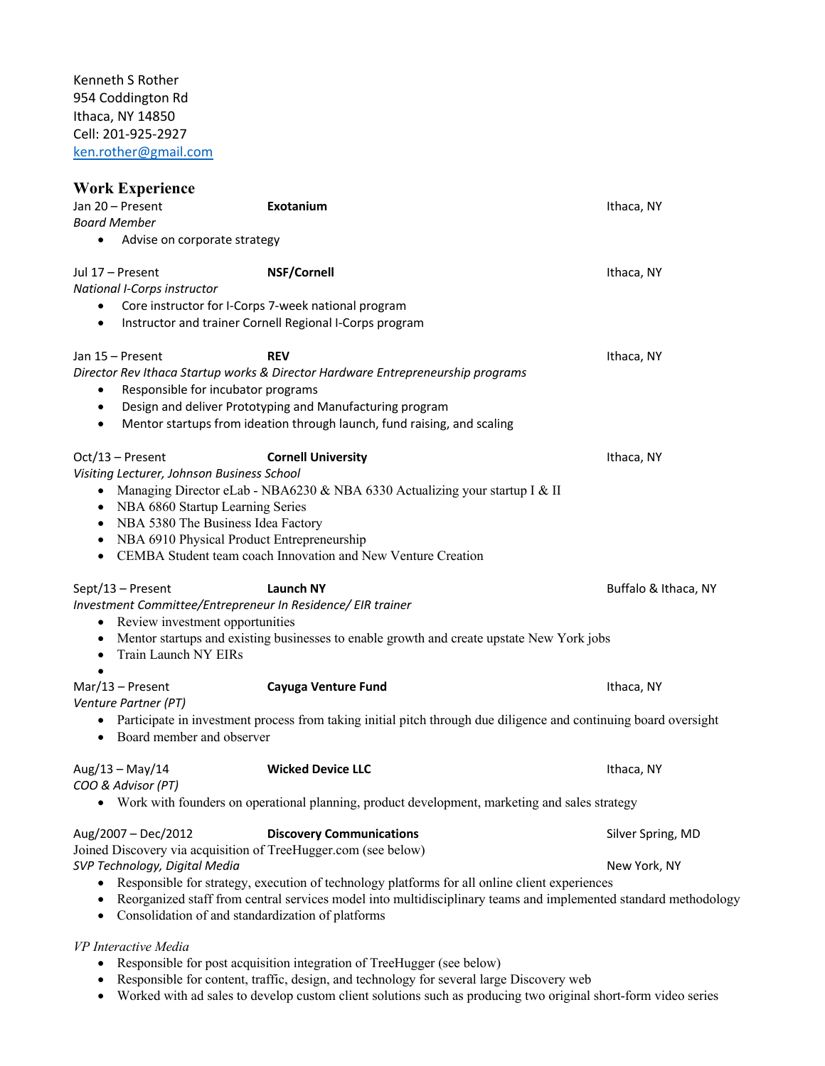Kenneth S Rother
954 Coddington Rd
Ithaca, NY 14850
Cell: 201-925-2927
[ken.rother@gmail.com](mailto:ken.rother@gmail.com)

## Work Experience

Jan 20 – Present **Exotanium** Ithaca, NY
*Board Member*

- Advise on corporate strategy

Jul 17 – Present **NSF/Cornell** Ithaca, NY
*National I-Corps instructor*

- Core instructor for I-Corps 7-week national program
- Instructor and trainer Cornell Regional I-Corps program

Jan 15 – Present **REV** Ithaca, NY
*Director Rev Ithaca Startup works & Director Hardware Entrepreneurship programs*

- Responsible for incubator programs
- Design and deliver Prototyping and Manufacturing program
- Mentor startups from ideation through launch, fund raising, and scaling

Oct/13 – Present **Cornell University** Ithaca, NY
*Visiting Lecturer, Johnson Business School*

- Managing Director eLab - NBA6230 & NBA 6330 Actualizing your startup I & II
- NBA 6860 Startup Learning Series
- NBA 5380 The Business Idea Factory
- NBA 6910 Physical Product Entrepreneurship
- CEMBA Student team coach Innovation and New Venture Creation

Sept/13 – Present **Launch NY** Buffalo & Ithaca, NY
*Investment Committee/Entrepreneur In Residence/ EIR trainer*

- Review investment opportunities
- Mentor startups and existing businesses to enable growth and create upstate New York jobs
- Train Launch NY EIRs

Mar/13 – Present **Cayuga Venture Fund** Ithaca, NY
*Venture Partner (PT)*

- Participate in investment process from taking initial pitch through due diligence and continuing board oversight
- Board member and observer

Aug/13 – May/14 **Wicked Device LLC** Ithaca, NY
*COO & Advisor (PT)*

- Work with founders on operational planning, product development, marketing and sales strategy

Aug/2007 – Dec/2012 **Discovery Communications** Silver Spring, MD
Joined Discovery via acquisition of TreeHugger.com (see below)
*SVP Technology, Digital Media* New York, NY

- Responsible for strategy, execution of technology platforms for all online client experiences
- Reorganized staff from central services model into multidisciplinary teams and implemented standard methodology
- Consolidation of and standardization of platforms

*VP Interactive Media*

- Responsible for post acquisition integration of TreeHugger (see below)
- Responsible for content, traffic, design, and technology for several large Discovery web
- Worked with ad sales to develop custom client solutions such as producing two original short-form video series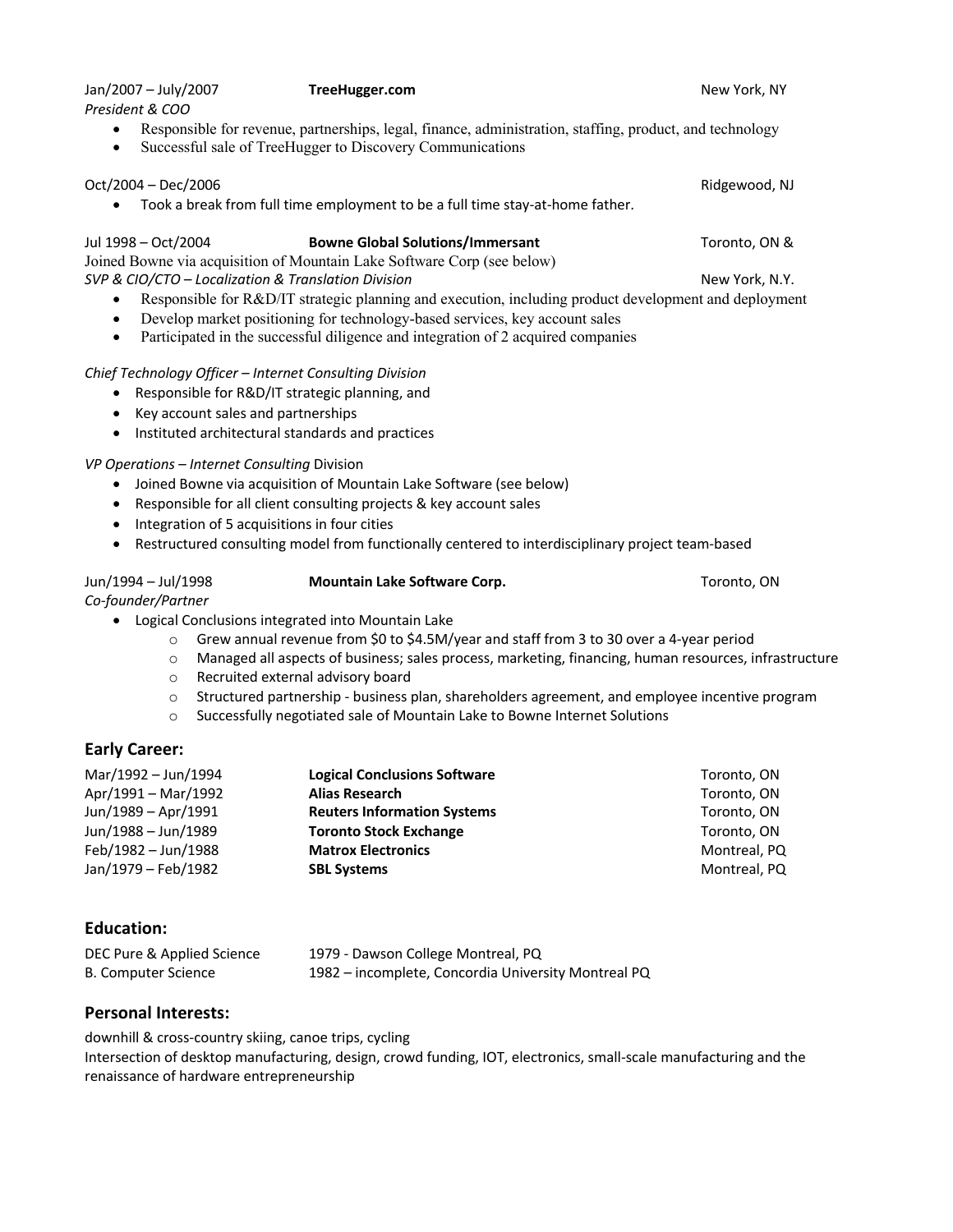Jan/2007 – July/2007 **TreeHugger.com** New York, NY

*President & COO*

- Responsible for revenue, partnerships, legal, finance, administration, staffing, product, and technology
- Successful sale of TreeHugger to Discovery Communications

Oct/2004 – Dec/2006 Ridgewood, NJ

- Took a break from full time employment to be a full time stay-at-home father.

Jul 1998 – Oct/2004 **Bowne Global Solutions/Immersant** Toronto, ON & New York, N.Y.

Joined Bowne via acquisition of Mountain Lake Software Corp (see below)

*SVP & CIO/CTO – Localization & Translation Division*

- Responsible for R&D/IT strategic planning and execution, including product development and deployment
- Develop market positioning for technology-based services, key account sales
- Participated in the successful diligence and integration of 2 acquired companies

*Chief Technology Officer – Internet Consulting Division*

- Responsible for R&D/IT strategic planning, and
- Key account sales and partnerships
- Instituted architectural standards and practices

*VP Operations – Internet Consulting* Division

- Joined Bowne via acquisition of Mountain Lake Software (see below)
- Responsible for all client consulting projects & key account sales
- Integration of 5 acquisitions in four cities
- Restructured consulting model from functionally centered to interdisciplinary project team-based

Jun/1994 – Jul/1998 **Mountain Lake Software Corp.** Toronto, ON

*Co-founder/Partner*

- Logical Conclusions integrated into Mountain Lake
  - Grew annual revenue from $0 to $4.5M/year and staff from 3 to 30 over a 4-year period
  - Managed all aspects of business; sales process, marketing, financing, human resources, infrastructure
  - Recruited external advisory board
  - Structured partnership - business plan, shareholders agreement, and employee incentive program
  - Successfully negotiated sale of Mountain Lake to Bowne Internet Solutions

## Early Career:

| | | |
|---|---|---|
| Mar/1992 – Jun/1994 | **Logical Conclusions Software** | Toronto, ON |
| Apr/1991 – Mar/1992 | **Alias Research** | Toronto, ON |
| Jun/1989 – Apr/1991 | **Reuters Information Systems** | Toronto, ON |
| Jun/1988 – Jun/1989 | **Toronto Stock Exchange** | Toronto, ON |
| Feb/1982 – Jun/1988 | **Matrox Electronics** | Montreal, PQ |
| Jan/1979 – Feb/1982 | **SBL Systems** | Montreal, PQ |

## Education:

| | |
|---|---|
| DEC Pure & Applied Science | 1979 - Dawson College Montreal, PQ |
| B. Computer Science | 1982 – incomplete, Concordia University Montreal PQ |

## Personal Interests:

downhill & cross-country skiing, canoe trips, cycling

Intersection of desktop manufacturing, design, crowd funding, IOT, electronics, small-scale manufacturing and the renaissance of hardware entrepreneurship